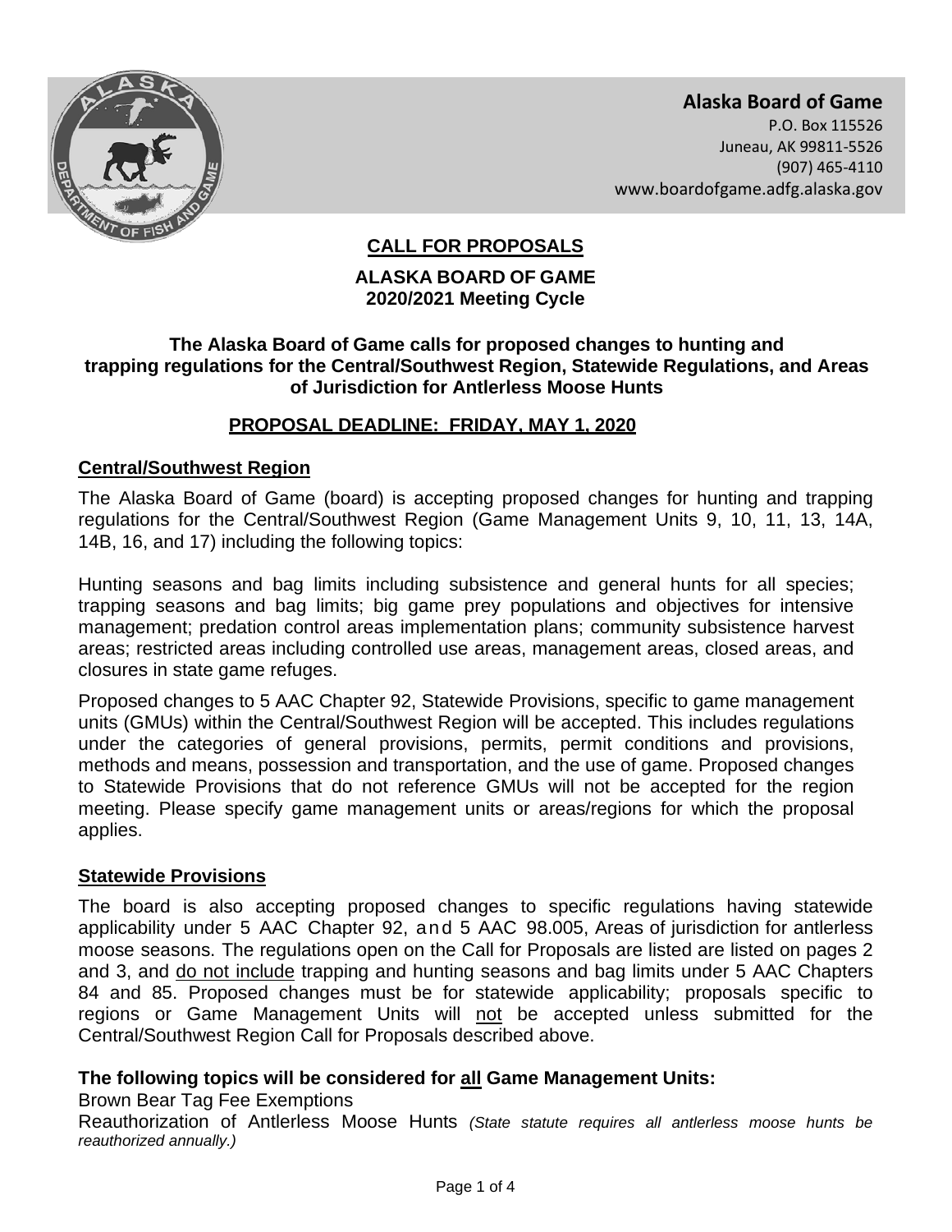**Alaska Board of Game**
P.O. Box 115526
Juneau, AK 99811-5526
(907) 465-4110
www.boardofgame.adfg.alaska.gov

## CALL FOR PROPOSALS

### ALASKA BOARD OF GAME
### 2020/2021 Meeting Cycle

**The Alaska Board of Game calls for proposed changes to hunting and trapping regulations for the Central/Southwest Region, Statewide Regulations, and Areas of Jurisdiction for Antlerless Moose Hunts**

**PROPOSAL DEADLINE: FRIDAY, MAY 1, 2020**

### Central/Southwest Region

The Alaska Board of Game (board) is accepting proposed changes for hunting and trapping regulations for the Central/Southwest Region (Game Management Units 9, 10, 11, 13, 14A, 14B, 16, and 17) including the following topics:

Hunting seasons and bag limits including subsistence and general hunts for all species; trapping seasons and bag limits; big game prey populations and objectives for intensive management; predation control areas implementation plans; community subsistence harvest areas; restricted areas including controlled use areas, management areas, closed areas, and closures in state game refuges.

Proposed changes to 5 AAC Chapter 92, Statewide Provisions, specific to game management units (GMUs) within the Central/Southwest Region will be accepted. This includes regulations under the categories of general provisions, permits, permit conditions and provisions, methods and means, possession and transportation, and the use of game. Proposed changes to Statewide Provisions that do not reference GMUs will not be accepted for the region meeting. Please specify game management units or areas/regions for which the proposal applies.

### Statewide Provisions

The board is also accepting proposed changes to specific regulations having statewide applicability under 5 AAC Chapter 92, and 5 AAC 98.005, Areas of jurisdiction for antlerless moose seasons. The regulations open on the Call for Proposals are listed are listed on pages 2 and 3, and do not include trapping and hunting seasons and bag limits under 5 AAC Chapters 84 and 85. Proposed changes must be for statewide applicability; proposals specific to regions or Game Management Units will not be accepted unless submitted for the Central/Southwest Region Call for Proposals described above.

**The following topics will be considered for all Game Management Units:**

Brown Bear Tag Fee Exemptions

Reauthorization of Antlerless Moose Hunts *(State statute requires all antlerless moose hunts be reauthorized annually.)*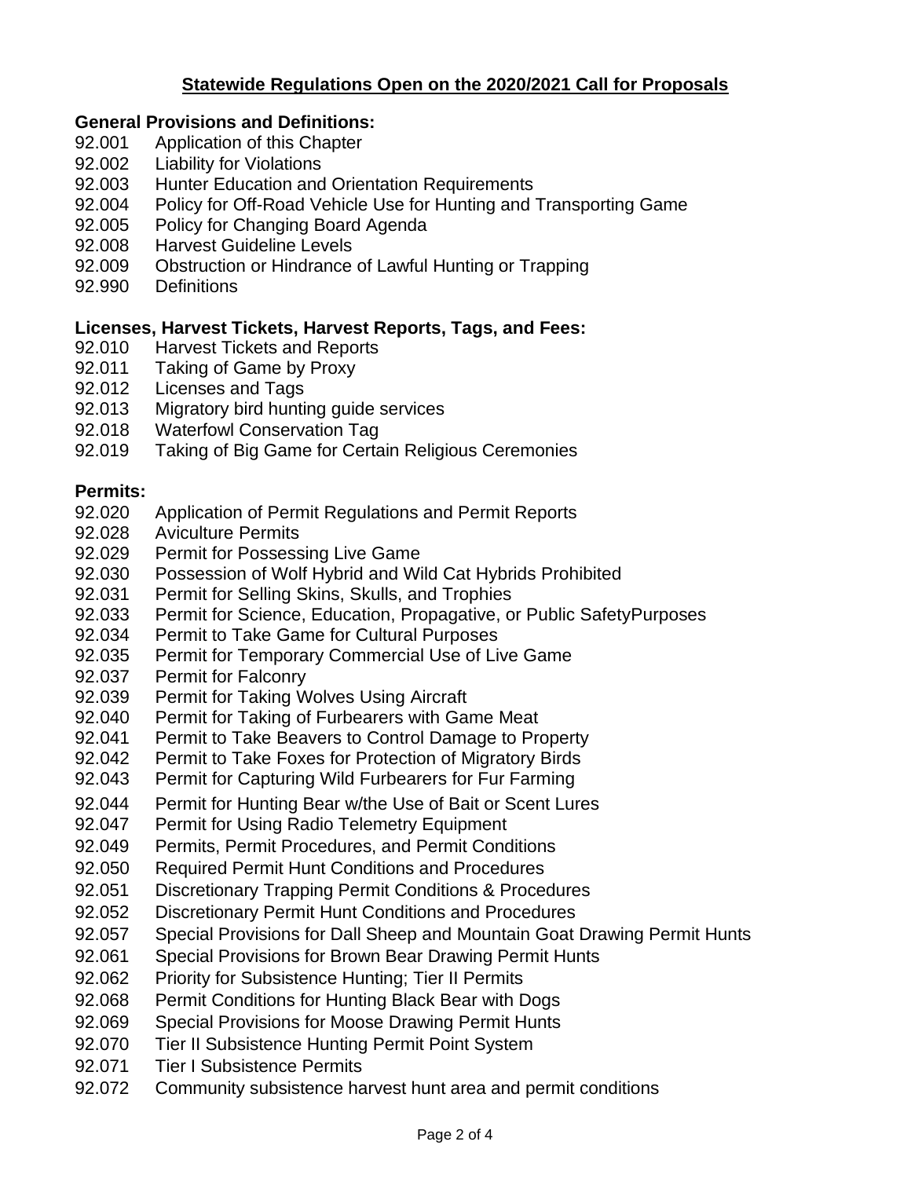## Statewide Regulations Open on the 2020/2021 Call for Proposals

**General Provisions and Definitions:**

92.001 Application of this Chapter
92.002 Liability for Violations
92.003 Hunter Education and Orientation Requirements
92.004 Policy for Off-Road Vehicle Use for Hunting and Transporting Game
92.005 Policy for Changing Board Agenda
92.008 Harvest Guideline Levels
92.009 Obstruction or Hindrance of Lawful Hunting or Trapping
92.990 Definitions

**Licenses, Harvest Tickets, Harvest Reports, Tags, and Fees:**

92.010 Harvest Tickets and Reports
92.011 Taking of Game by Proxy
92.012 Licenses and Tags
92.013 Migratory bird hunting guide services
92.018 Waterfowl Conservation Tag
92.019 Taking of Big Game for Certain Religious Ceremonies

**Permits:**

92.020 Application of Permit Regulations and Permit Reports
92.028 Aviculture Permits
92.029 Permit for Possessing Live Game
92.030 Possession of Wolf Hybrid and Wild Cat Hybrids Prohibited
92.031 Permit for Selling Skins, Skulls, and Trophies
92.033 Permit for Science, Education, Propagative, or Public SafetyPurposes
92.034 Permit to Take Game for Cultural Purposes
92.035 Permit for Temporary Commercial Use of Live Game
92.037 Permit for Falconry
92.039 Permit for Taking Wolves Using Aircraft
92.040 Permit for Taking of Furbearers with Game Meat
92.041 Permit to Take Beavers to Control Damage to Property
92.042 Permit to Take Foxes for Protection of Migratory Birds
92.043 Permit for Capturing Wild Furbearers for Fur Farming
92.044 Permit for Hunting Bear w/the Use of Bait or Scent Lures
92.047 Permit for Using Radio Telemetry Equipment
92.049 Permits, Permit Procedures, and Permit Conditions
92.050 Required Permit Hunt Conditions and Procedures
92.051 Discretionary Trapping Permit Conditions & Procedures
92.052 Discretionary Permit Hunt Conditions and Procedures
92.057 Special Provisions for Dall Sheep and Mountain Goat Drawing Permit Hunts
92.061 Special Provisions for Brown Bear Drawing Permit Hunts
92.062 Priority for Subsistence Hunting; Tier II Permits
92.068 Permit Conditions for Hunting Black Bear with Dogs
92.069 Special Provisions for Moose Drawing Permit Hunts
92.070 Tier II Subsistence Hunting Permit Point System
92.071 Tier I Subsistence Permits
92.072 Community subsistence harvest hunt area and permit conditions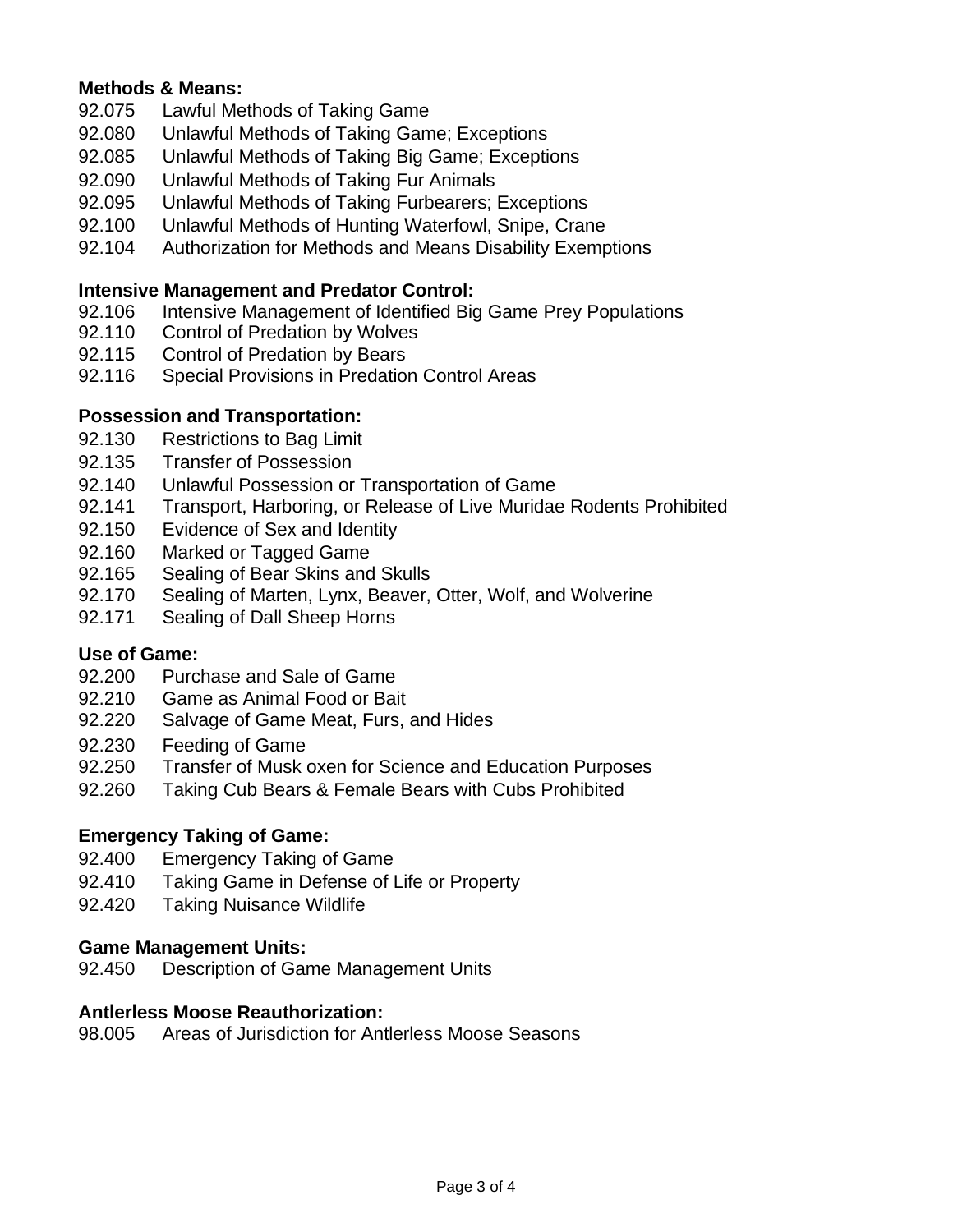**Methods & Means:**

92.075 Lawful Methods of Taking Game
92.080 Unlawful Methods of Taking Game; Exceptions
92.085 Unlawful Methods of Taking Big Game; Exceptions
92.090 Unlawful Methods of Taking Fur Animals
92.095 Unlawful Methods of Taking Furbearers; Exceptions
92.100 Unlawful Methods of Hunting Waterfowl, Snipe, Crane
92.104 Authorization for Methods and Means Disability Exemptions

**Intensive Management and Predator Control:**

92.106 Intensive Management of Identified Big Game Prey Populations
92.110 Control of Predation by Wolves
92.115 Control of Predation by Bears
92.116 Special Provisions in Predation Control Areas

**Possession and Transportation:**

92.130 Restrictions to Bag Limit
92.135 Transfer of Possession
92.140 Unlawful Possession or Transportation of Game
92.141 Transport, Harboring, or Release of Live Muridae Rodents Prohibited
92.150 Evidence of Sex and Identity
92.160 Marked or Tagged Game
92.165 Sealing of Bear Skins and Skulls
92.170 Sealing of Marten, Lynx, Beaver, Otter, Wolf, and Wolverine
92.171 Sealing of Dall Sheep Horns

**Use of Game:**

92.200 Purchase and Sale of Game
92.210 Game as Animal Food or Bait
92.220 Salvage of Game Meat, Furs, and Hides
92.230 Feeding of Game
92.250 Transfer of Musk oxen for Science and Education Purposes
92.260 Taking Cub Bears & Female Bears with Cubs Prohibited

**Emergency Taking of Game:**

92.400 Emergency Taking of Game
92.410 Taking Game in Defense of Life or Property
92.420 Taking Nuisance Wildlife

**Game Management Units:**

92.450 Description of Game Management Units

**Antlerless Moose Reauthorization:**

98.005 Areas of Jurisdiction for Antlerless Moose Seasons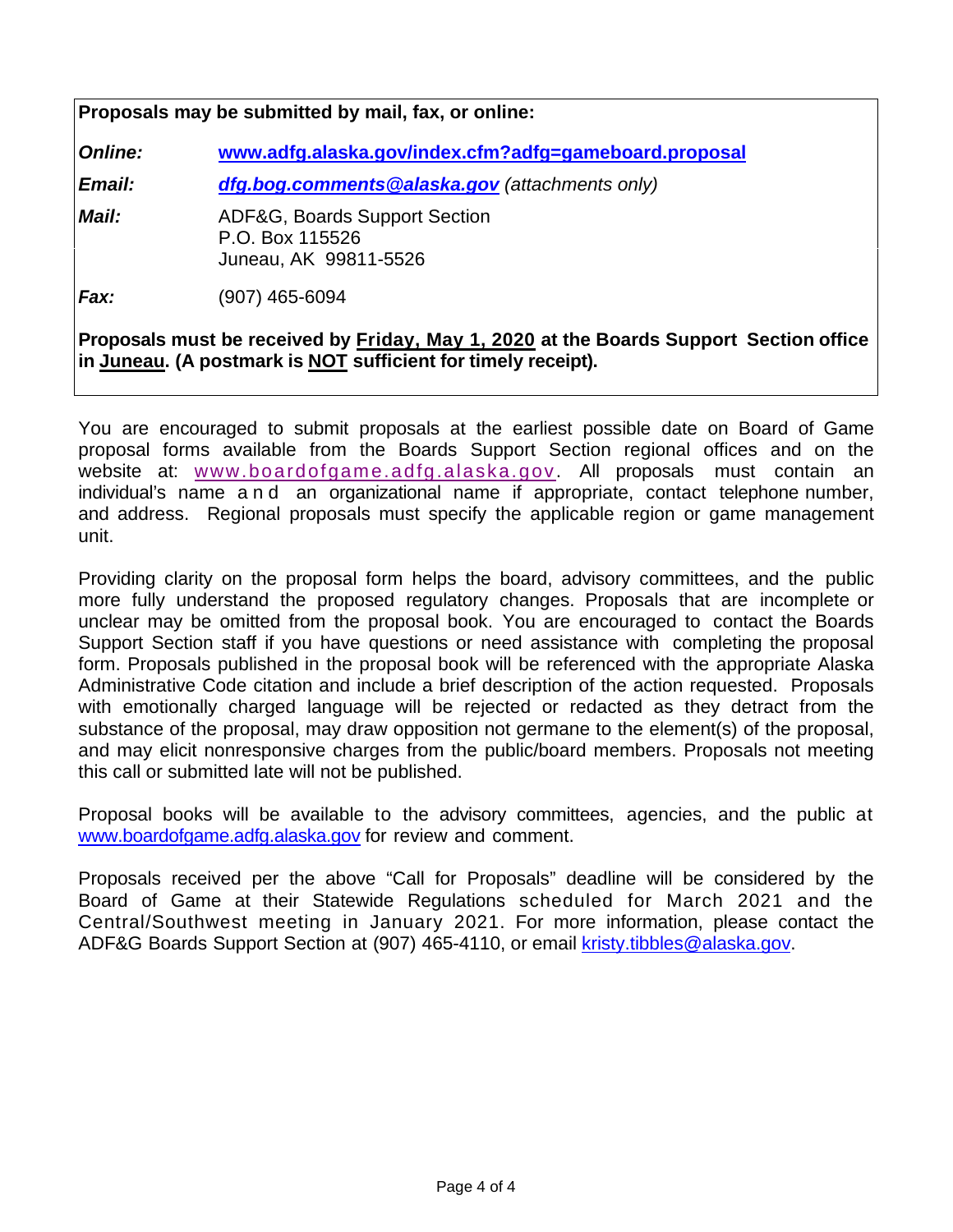**Proposals may be submitted by mail, fax, or online:**

***Online:*** **www.adfg.alaska.gov/index.cfm?adfg=gameboard.proposal**

***Email:*** ***dfg.bog.comments@alaska.gov*** *(attachments only)*

***Mail:*** ADF&G, Boards Support Section
P.O. Box 115526
Juneau, AK 99811-5526

***Fax:*** (907) 465-6094

**Proposals must be received by Friday, May 1, 2020 at the Boards Support Section office in Juneau. (A postmark is NOT sufficient for timely receipt).**

You are encouraged to submit proposals at the earliest possible date on Board of Game proposal forms available from the Boards Support Section regional offices and on the website at: www.boardofgame.adfg.alaska.gov. All proposals must contain an individual's name and an organizational name if appropriate, contact telephone number, and address. Regional proposals must specify the applicable region or game management unit.

Providing clarity on the proposal form helps the board, advisory committees, and the public more fully understand the proposed regulatory changes. Proposals that are incomplete or unclear may be omitted from the proposal book. You are encouraged to contact the Boards Support Section staff if you have questions or need assistance with completing the proposal form. Proposals published in the proposal book will be referenced with the appropriate Alaska Administrative Code citation and include a brief description of the action requested. Proposals with emotionally charged language will be rejected or redacted as they detract from the substance of the proposal, may draw opposition not germane to the element(s) of the proposal, and may elicit nonresponsive charges from the public/board members. Proposals not meeting this call or submitted late will not be published.

Proposal books will be available to the advisory committees, agencies, and the public at www.boardofgame.adfg.alaska.gov for review and comment.

Proposals received per the above "Call for Proposals" deadline will be considered by the Board of Game at their Statewide Regulations scheduled for March 2021 and the Central/Southwest meeting in January 2021. For more information, please contact the ADF&G Boards Support Section at (907) 465-4110, or email kristy.tibbles@alaska.gov.